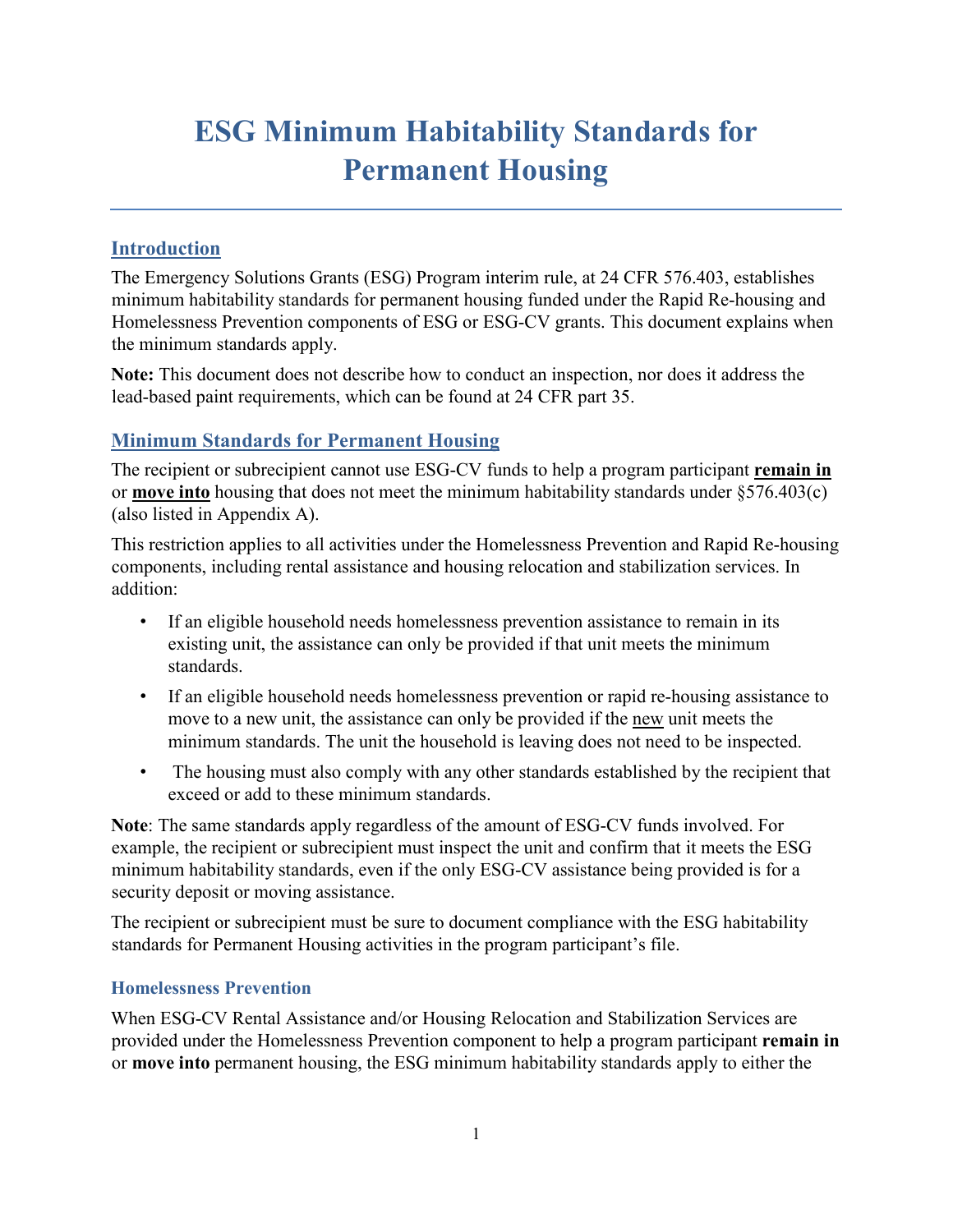# ESG Minimum Habitability Standards for Permanent Housing

## Introduction

The Emergency Solutions Grants (ESG) Program interim rule, at 24 CFR 576.403, establishes minimum habitability standards for permanent housing funded under the Rapid Re-housing and Homelessness Prevention components of ESG or ESG-CV grants. This document explains when the minimum standards apply.

**Note:** This document does not describe how to conduct an inspection, nor does it address the lead-based paint requirements, which can be found at 24 CFR part 35.

## Minimum Standards for Permanent Housing

The recipient or subrecipient cannot use ESG-CV funds to help a program participant **remain in** or **move into** housing that does not meet the minimum habitability standards under §576.403(c) (also listed in Appendix A).

This restriction applies to all activities under the Homelessness Prevention and Rapid Re-housing components, including rental assistance and housing relocation and stabilization services. In addition:

- If an eligible household needs homelessness prevention assistance to remain in its existing unit, the assistance can only be provided if that unit meets the minimum standards.
- If an eligible household needs homelessness prevention or rapid re-housing assistance to move to a new unit, the assistance can only be provided if the new unit meets the minimum standards. The unit the household is leaving does not need to be inspected.
- The housing must also comply with any other standards established by the recipient that exceed or add to these minimum standards.

**Note**: The same standards apply regardless of the amount of ESG-CV funds involved. For example, the recipient or subrecipient must inspect the unit and confirm that it meets the ESG minimum habitability standards, even if the only ESG-CV assistance being provided is for a security deposit or moving assistance.

The recipient or subrecipient must be sure to document compliance with the ESG habitability standards for Permanent Housing activities in the program participant's file.

### Homelessness Prevention

When ESG-CV Rental Assistance and/or Housing Relocation and Stabilization Services are provided under the Homelessness Prevention component to help a program participant **remain in** or **move into** permanent housing, the ESG minimum habitability standards apply to either the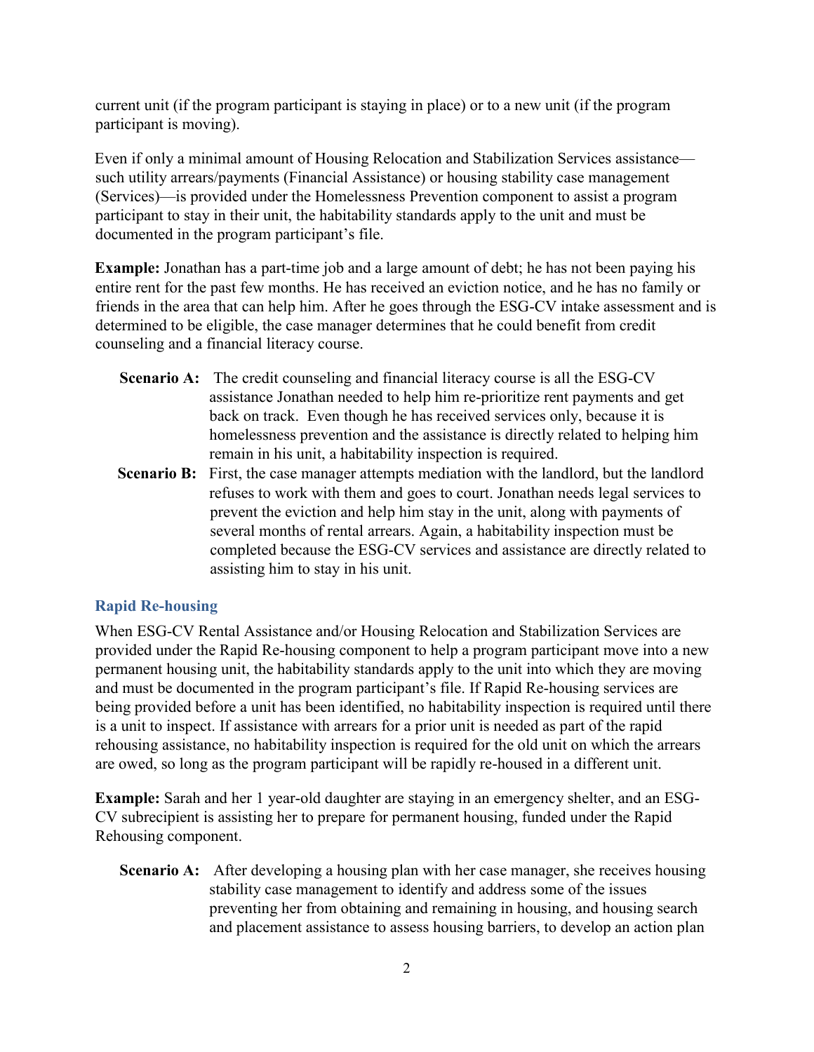current unit (if the program participant is staying in place) or to a new unit (if the program participant is moving).

Even if only a minimal amount of Housing Relocation and Stabilization Services assistance—such utility arrears/payments (Financial Assistance) or housing stability case management (Services)—is provided under the Homelessness Prevention component to assist a program participant to stay in their unit, the habitability standards apply to the unit and must be documented in the program participant's file.

**Example:** Jonathan has a part-time job and a large amount of debt; he has not been paying his entire rent for the past few months. He has received an eviction notice, and he has no family or friends in the area that can help him. After he goes through the ESG-CV intake assessment and is determined to be eligible, the case manager determines that he could benefit from credit counseling and a financial literacy course.

**Scenario A:** The credit counseling and financial literacy course is all the ESG-CV assistance Jonathan needed to help him re-prioritize rent payments and get back on track. Even though he has received services only, because it is homelessness prevention and the assistance is directly related to helping him remain in his unit, a habitability inspection is required.

**Scenario B:** First, the case manager attempts mediation with the landlord, but the landlord refuses to work with them and goes to court. Jonathan needs legal services to prevent the eviction and help him stay in the unit, along with payments of several months of rental arrears. Again, a habitability inspection must be completed because the ESG-CV services and assistance are directly related to assisting him to stay in his unit.

### Rapid Re-housing

When ESG-CV Rental Assistance and/or Housing Relocation and Stabilization Services are provided under the Rapid Re-housing component to help a program participant move into a new permanent housing unit, the habitability standards apply to the unit into which they are moving and must be documented in the program participant's file. If Rapid Re-housing services are being provided before a unit has been identified, no habitability inspection is required until there is a unit to inspect. If assistance with arrears for a prior unit is needed as part of the rapid rehousing assistance, no habitability inspection is required for the old unit on which the arrears are owed, so long as the program participant will be rapidly re-housed in a different unit.

**Example:** Sarah and her 1 year-old daughter are staying in an emergency shelter, and an ESG-CV subrecipient is assisting her to prepare for permanent housing, funded under the Rapid Rehousing component.

**Scenario A:** After developing a housing plan with her case manager, she receives housing stability case management to identify and address some of the issues preventing her from obtaining and remaining in housing, and housing search and placement assistance to assess housing barriers, to develop an action plan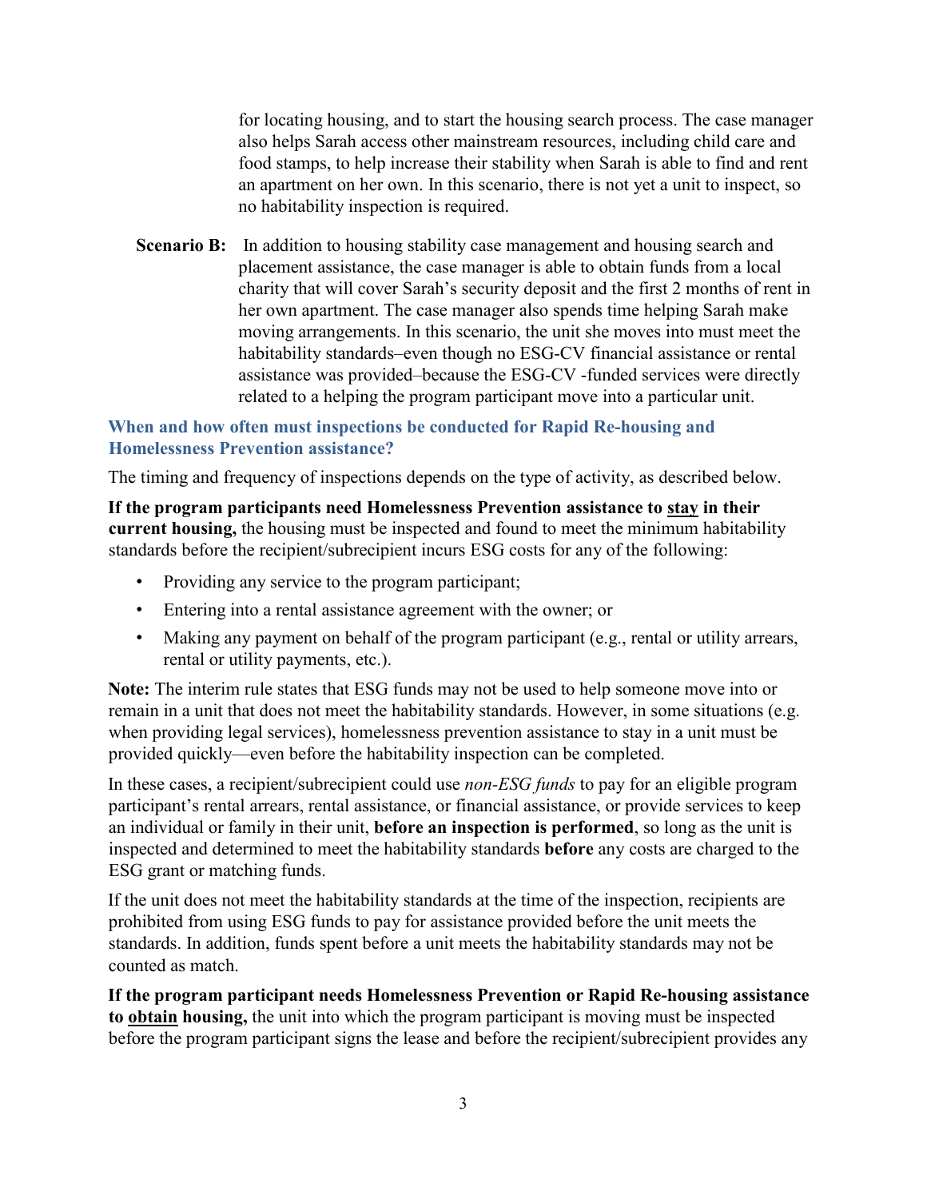for locating housing, and to start the housing search process. The case manager also helps Sarah access other mainstream resources, including child care and food stamps, to help increase their stability when Sarah is able to find and rent an apartment on her own. In this scenario, there is not yet a unit to inspect, so no habitability inspection is required.

**Scenario B:** In addition to housing stability case management and housing search and placement assistance, the case manager is able to obtain funds from a local charity that will cover Sarah's security deposit and the first 2 months of rent in her own apartment. The case manager also spends time helping Sarah make moving arrangements. In this scenario, the unit she moves into must meet the habitability standards–even though no ESG-CV financial assistance or rental assistance was provided–because the ESG-CV -funded services were directly related to a helping the program participant move into a particular unit.

### When and how often must inspections be conducted for Rapid Re-housing and Homelessness Prevention assistance?

The timing and frequency of inspections depends on the type of activity, as described below.

**If the program participants need Homelessness Prevention assistance to <u>stay</u> in their current housing,** the housing must be inspected and found to meet the minimum habitability standards before the recipient/subrecipient incurs ESG costs for any of the following:

- Providing any service to the program participant;
- Entering into a rental assistance agreement with the owner; or
- Making any payment on behalf of the program participant (e.g., rental or utility arrears, rental or utility payments, etc.).

**Note:** The interim rule states that ESG funds may not be used to help someone move into or remain in a unit that does not meet the habitability standards. However, in some situations (e.g. when providing legal services), homelessness prevention assistance to stay in a unit must be provided quickly—even before the habitability inspection can be completed.

In these cases, a recipient/subrecipient could use *non-ESG funds* to pay for an eligible program participant's rental arrears, rental assistance, or financial assistance, or provide services to keep an individual or family in their unit, **before an inspection is performed**, so long as the unit is inspected and determined to meet the habitability standards **before** any costs are charged to the ESG grant or matching funds.

If the unit does not meet the habitability standards at the time of the inspection, recipients are prohibited from using ESG funds to pay for assistance provided before the unit meets the standards. In addition, funds spent before a unit meets the habitability standards may not be counted as match.

**If the program participant needs Homelessness Prevention or Rapid Re-housing assistance to <u>obtain</u> housing,** the unit into which the program participant is moving must be inspected before the program participant signs the lease and before the recipient/subrecipient provides any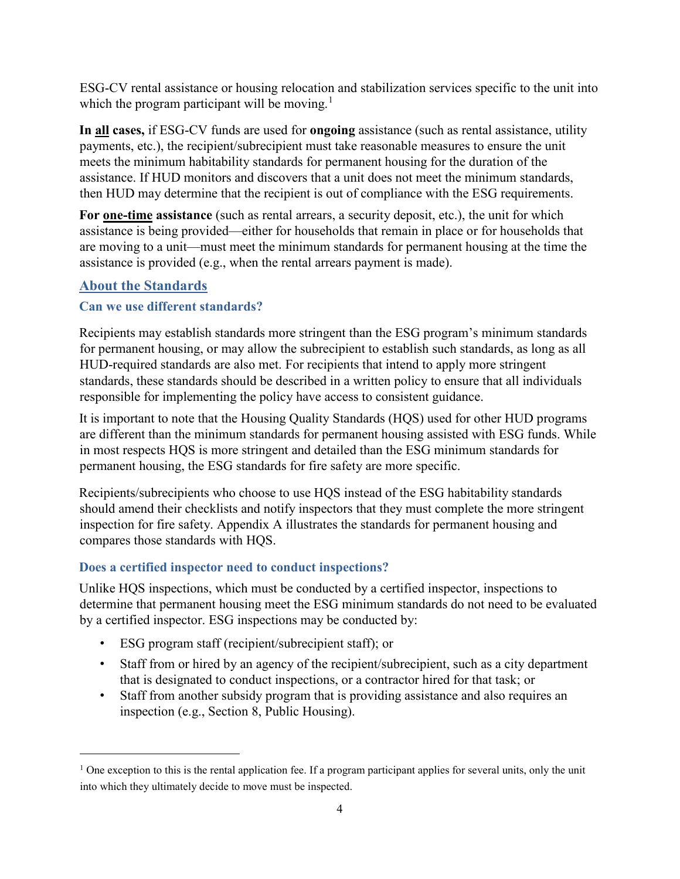ESG-CV rental assistance or housing relocation and stabilization services specific to the unit into which the program participant will be moving.[1]

**In all cases,** if ESG-CV funds are used for **ongoing** assistance (such as rental assistance, utility payments, etc.), the recipient/subrecipient must take reasonable measures to ensure the unit meets the minimum habitability standards for permanent housing for the duration of the assistance. If HUD monitors and discovers that a unit does not meet the minimum standards, then HUD may determine that the recipient is out of compliance with the ESG requirements.

**For one-time assistance** (such as rental arrears, a security deposit, etc.), the unit for which assistance is being provided—either for households that remain in place or for households that are moving to a unit—must meet the minimum standards for permanent housing at the time the assistance is provided (e.g., when the rental arrears payment is made).

## About the Standards

### Can we use different standards?

Recipients may establish standards more stringent than the ESG program's minimum standards for permanent housing, or may allow the subrecipient to establish such standards, as long as all HUD-required standards are also met. For recipients that intend to apply more stringent standards, these standards should be described in a written policy to ensure that all individuals responsible for implementing the policy have access to consistent guidance.

It is important to note that the Housing Quality Standards (HQS) used for other HUD programs are different than the minimum standards for permanent housing assisted with ESG funds. While in most respects HQS is more stringent and detailed than the ESG minimum standards for permanent housing, the ESG standards for fire safety are more specific.

Recipients/subrecipients who choose to use HQS instead of the ESG habitability standards should amend their checklists and notify inspectors that they must complete the more stringent inspection for fire safety. Appendix A illustrates the standards for permanent housing and compares those standards with HQS.

### Does a certified inspector need to conduct inspections?

Unlike HQS inspections, which must be conducted by a certified inspector, inspections to determine that permanent housing meet the ESG minimum standards do not need to be evaluated by a certified inspector. ESG inspections may be conducted by:

- ESG program staff (recipient/subrecipient staff); or
- Staff from or hired by an agency of the recipient/subrecipient, such as a city department that is designated to conduct inspections, or a contractor hired for that task; or
- Staff from another subsidy program that is providing assistance and also requires an inspection (e.g., Section 8, Public Housing).

---

[1] One exception to this is the rental application fee. If a program participant applies for several units, only the unit into which they ultimately decide to move must be inspected.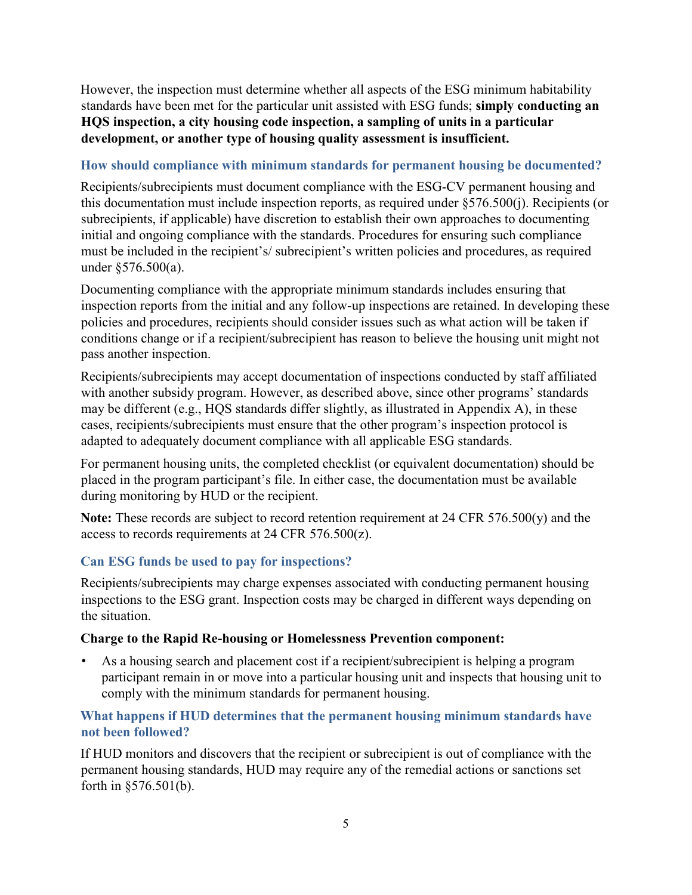However, the inspection must determine whether all aspects of the ESG minimum habitability standards have been met for the particular unit assisted with ESG funds; **simply conducting an HQS inspection, a city housing code inspection, a sampling of units in a particular development, or another type of housing quality assessment is insufficient.**

### How should compliance with minimum standards for permanent housing be documented?

Recipients/subrecipients must document compliance with the ESG-CV permanent housing and this documentation must include inspection reports, as required under §576.500(j). Recipients (or subrecipients, if applicable) have discretion to establish their own approaches to documenting initial and ongoing compliance with the standards. Procedures for ensuring such compliance must be included in the recipient's/ subrecipient's written policies and procedures, as required under §576.500(a).

Documenting compliance with the appropriate minimum standards includes ensuring that inspection reports from the initial and any follow-up inspections are retained. In developing these policies and procedures, recipients should consider issues such as what action will be taken if conditions change or if a recipient/subrecipient has reason to believe the housing unit might not pass another inspection.

Recipients/subrecipients may accept documentation of inspections conducted by staff affiliated with another subsidy program. However, as described above, since other programs' standards may be different (e.g., HQS standards differ slightly, as illustrated in Appendix A), in these cases, recipients/subrecipients must ensure that the other program's inspection protocol is adapted to adequately document compliance with all applicable ESG standards.

For permanent housing units, the completed checklist (or equivalent documentation) should be placed in the program participant's file. In either case, the documentation must be available during monitoring by HUD or the recipient.

**Note:** These records are subject to record retention requirement at 24 CFR 576.500(y) and the access to records requirements at 24 CFR 576.500(z).

### Can ESG funds be used to pay for inspections?

Recipients/subrecipients may charge expenses associated with conducting permanent housing inspections to the ESG grant. Inspection costs may be charged in different ways depending on the situation.

**Charge to the Rapid Re-housing or Homelessness Prevention component:**

- As a housing search and placement cost if a recipient/subrecipient is helping a program participant remain in or move into a particular housing unit and inspects that housing unit to comply with the minimum standards for permanent housing.

### What happens if HUD determines that the permanent housing minimum standards have not been followed?

If HUD monitors and discovers that the recipient or subrecipient is out of compliance with the permanent housing standards, HUD may require any of the remedial actions or sanctions set forth in §576.501(b).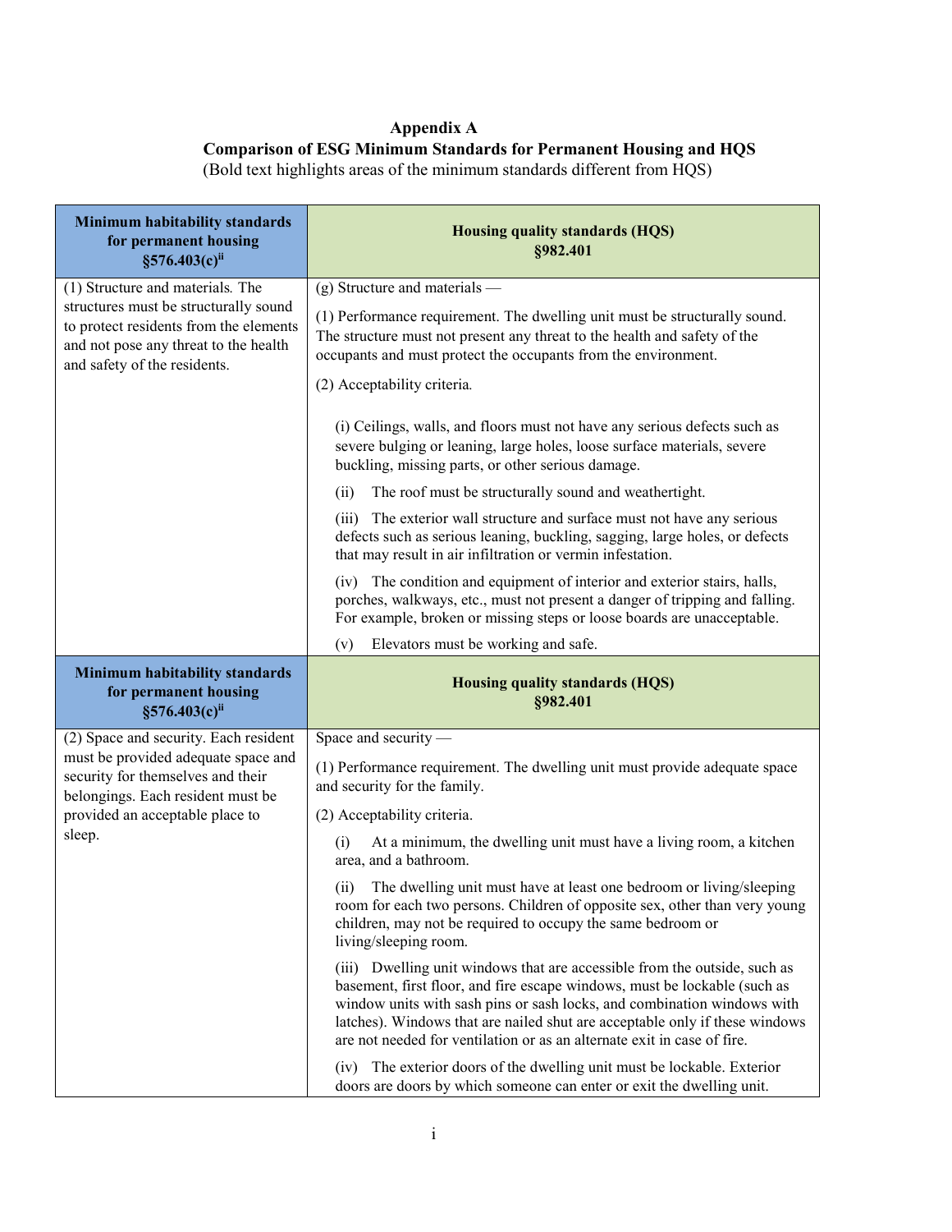**Appendix A**

**Comparison of ESG Minimum Standards for Permanent Housing and HQS**

(Bold text highlights areas of the minimum standards different from HQS)

| Minimum habitability standards for permanent housing §576.403(c)[ii] | Housing quality standards (HQS) §982.401 |
|---|---|
| (1) Structure and materials. The structures must be structurally sound to protect residents from the elements and not pose any threat to the health and safety of the residents. | (g) Structure and materials — <br><br> (1) Performance requirement. The dwelling unit must be structurally sound. The structure must not present any threat to the health and safety of the occupants and must protect the occupants from the environment. <br><br> (2) Acceptability criteria. <br><br> (i) Ceilings, walls, and floors must not have any serious defects such as severe bulging or leaning, large holes, loose surface materials, severe buckling, missing parts, or other serious damage. <br><br> (ii) The roof must be structurally sound and weathertight. <br><br> (iii) The exterior wall structure and surface must not have any serious defects such as serious leaning, buckling, sagging, large holes, or defects that may result in air infiltration or vermin infestation. <br><br> (iv) The condition and equipment of interior and exterior stairs, halls, porches, walkways, etc., must not present a danger of tripping and falling. For example, broken or missing steps or loose boards are unacceptable. <br><br> (v) Elevators must be working and safe. |
| **Minimum habitability standards for permanent housing §576.403(c)[ii]** | **Housing quality standards (HQS) §982.401** |
| (2) Space and security. Each resident must be provided adequate space and security for themselves and their belongings. Each resident must be provided an acceptable place to sleep. | Space and security — <br><br> (1) Performance requirement. The dwelling unit must provide adequate space and security for the family. <br><br> (2) Acceptability criteria. <br><br> (i) At a minimum, the dwelling unit must have a living room, a kitchen area, and a bathroom. <br><br> (ii) The dwelling unit must have at least one bedroom or living/sleeping room for each two persons. Children of opposite sex, other than very young children, may not be required to occupy the same bedroom or living/sleeping room. <br><br> (iii) Dwelling unit windows that are accessible from the outside, such as basement, first floor, and fire escape windows, must be lockable (such as window units with sash pins or sash locks, and combination windows with latches). Windows that are nailed shut are acceptable only if these windows are not needed for ventilation or as an alternate exit in case of fire. <br><br> (iv) The exterior doors of the dwelling unit must be lockable. Exterior doors are doors by which someone can enter or exit the dwelling unit. |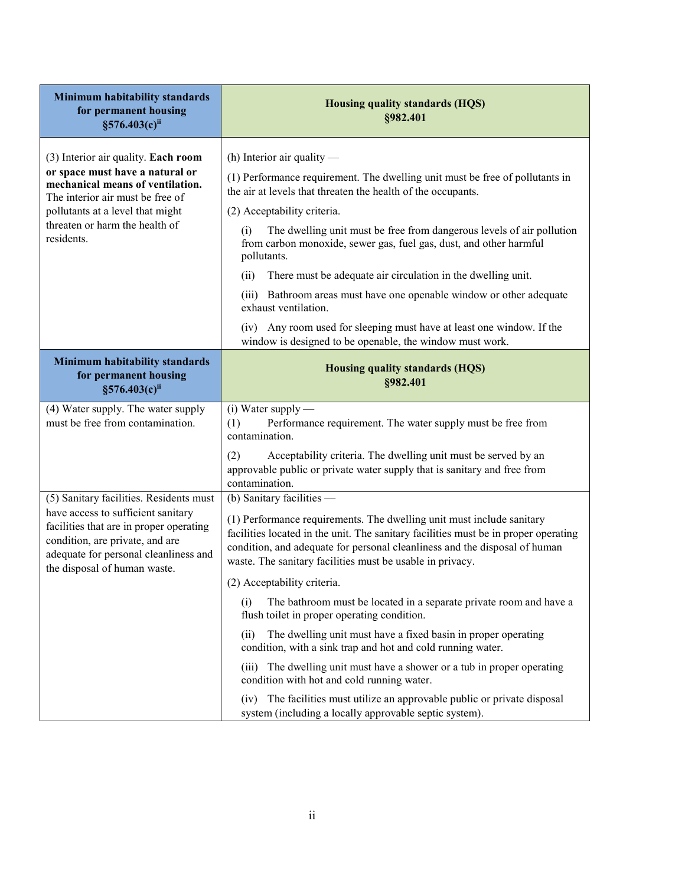| Minimum habitability standards for permanent housing §576.403(c)[ii] | Housing quality standards (HQS) §982.401 |
|---|---|
| (3) Interior air quality. **Each room or space must have a natural or mechanical means of ventilation.** The interior air must be free of pollutants at a level that might threaten or harm the health of residents. | (h) Interior air quality —<br><br>(1) Performance requirement. The dwelling unit must be free of pollutants in the air at levels that threaten the health of the occupants.<br><br>(2) Acceptability criteria.<br><br>(i) The dwelling unit must be free from dangerous levels of air pollution from carbon monoxide, sewer gas, fuel gas, dust, and other harmful pollutants.<br><br>(ii) There must be adequate air circulation in the dwelling unit.<br><br>(iii) Bathroom areas must have one openable window or other adequate exhaust ventilation.<br><br>(iv) Any room used for sleeping must have at least one window. If the window is designed to be openable, the window must work. |

| Minimum habitability standards for permanent housing §576.403(c)[ii] | Housing quality standards (HQS) §982.401 |
|---|---|
| (4) Water supply. The water supply must be free from contamination. | (i) Water supply —<br>(1) Performance requirement. The water supply must be free from contamination.<br><br>(2) Acceptability criteria. The dwelling unit must be served by an approvable public or private water supply that is sanitary and free from contamination. |
| (5) Sanitary facilities. Residents must have access to sufficient sanitary facilities that are in proper operating condition, are private, and are adequate for personal cleanliness and the disposal of human waste. | (b) Sanitary facilities —<br><br>(1) Performance requirements. The dwelling unit must include sanitary facilities located in the unit. The sanitary facilities must be in proper operating condition, and adequate for personal cleanliness and the disposal of human waste. The sanitary facilities must be usable in privacy.<br><br>(2) Acceptability criteria.<br><br>(i) The bathroom must be located in a separate private room and have a flush toilet in proper operating condition.<br><br>(ii) The dwelling unit must have a fixed basin in proper operating condition, with a sink trap and hot and cold running water.<br><br>(iii) The dwelling unit must have a shower or a tub in proper operating condition with hot and cold running water.<br><br>(iv) The facilities must utilize an approvable public or private disposal system (including a locally approvable septic system). |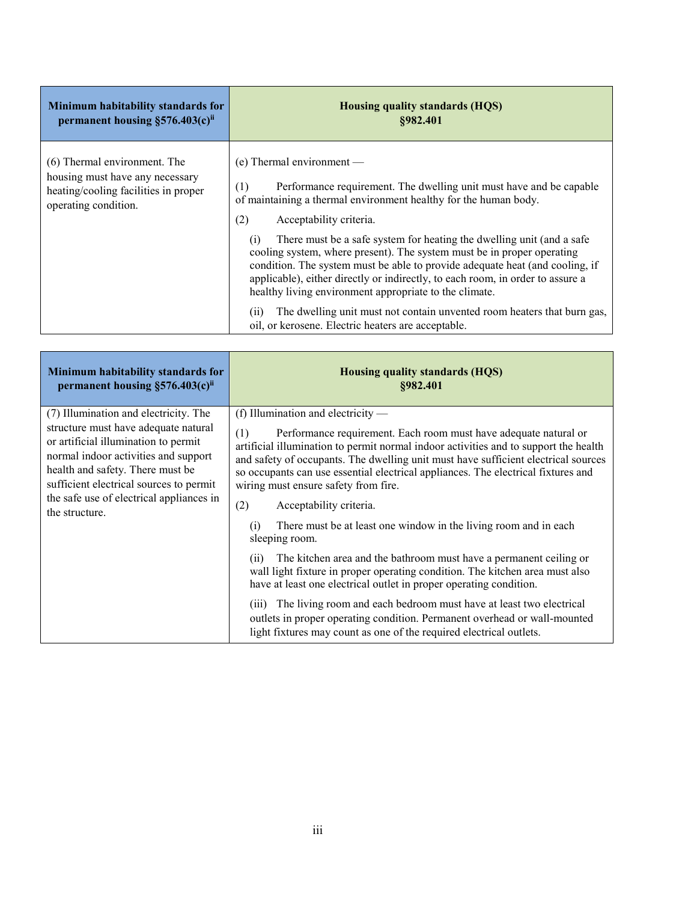| Minimum habitability standards for permanent housing §576.403(c)[ii] | Housing quality standards (HQS) §982.401 |
|---|---|
| (6) Thermal environment. The housing must have any necessary heating/cooling facilities in proper operating condition. | (e) Thermal environment — <br><br> (1) Performance requirement. The dwelling unit must have and be capable of maintaining a thermal environment healthy for the human body. <br><br> (2) Acceptability criteria. <br><br> (i) There must be a safe system for heating the dwelling unit (and a safe cooling system, where present). The system must be in proper operating condition. The system must be able to provide adequate heat (and cooling, if applicable), either directly or indirectly, to each room, in order to assure a healthy living environment appropriate to the climate. <br><br> (ii) The dwelling unit must not contain unvented room heaters that burn gas, oil, or kerosene. Electric heaters are acceptable. |

| Minimum habitability standards for permanent housing §576.403(c)[ii] | Housing quality standards (HQS) §982.401 |
|---|---|
| (7) Illumination and electricity. The structure must have adequate natural or artificial illumination to permit normal indoor activities and support health and safety. There must be sufficient electrical sources to permit the safe use of electrical appliances in the structure. | (f) Illumination and electricity — <br><br> (1) Performance requirement. Each room must have adequate natural or artificial illumination to permit normal indoor activities and to support the health and safety of occupants. The dwelling unit must have sufficient electrical sources so occupants can use essential electrical appliances. The electrical fixtures and wiring must ensure safety from fire. <br><br> (2) Acceptability criteria. <br><br> (i) There must be at least one window in the living room and in each sleeping room. <br><br> (ii) The kitchen area and the bathroom must have a permanent ceiling or wall light fixture in proper operating condition. The kitchen area must also have at least one electrical outlet in proper operating condition. <br><br> (iii) The living room and each bedroom must have at least two electrical outlets in proper operating condition. Permanent overhead or wall-mounted light fixtures may count as one of the required electrical outlets. |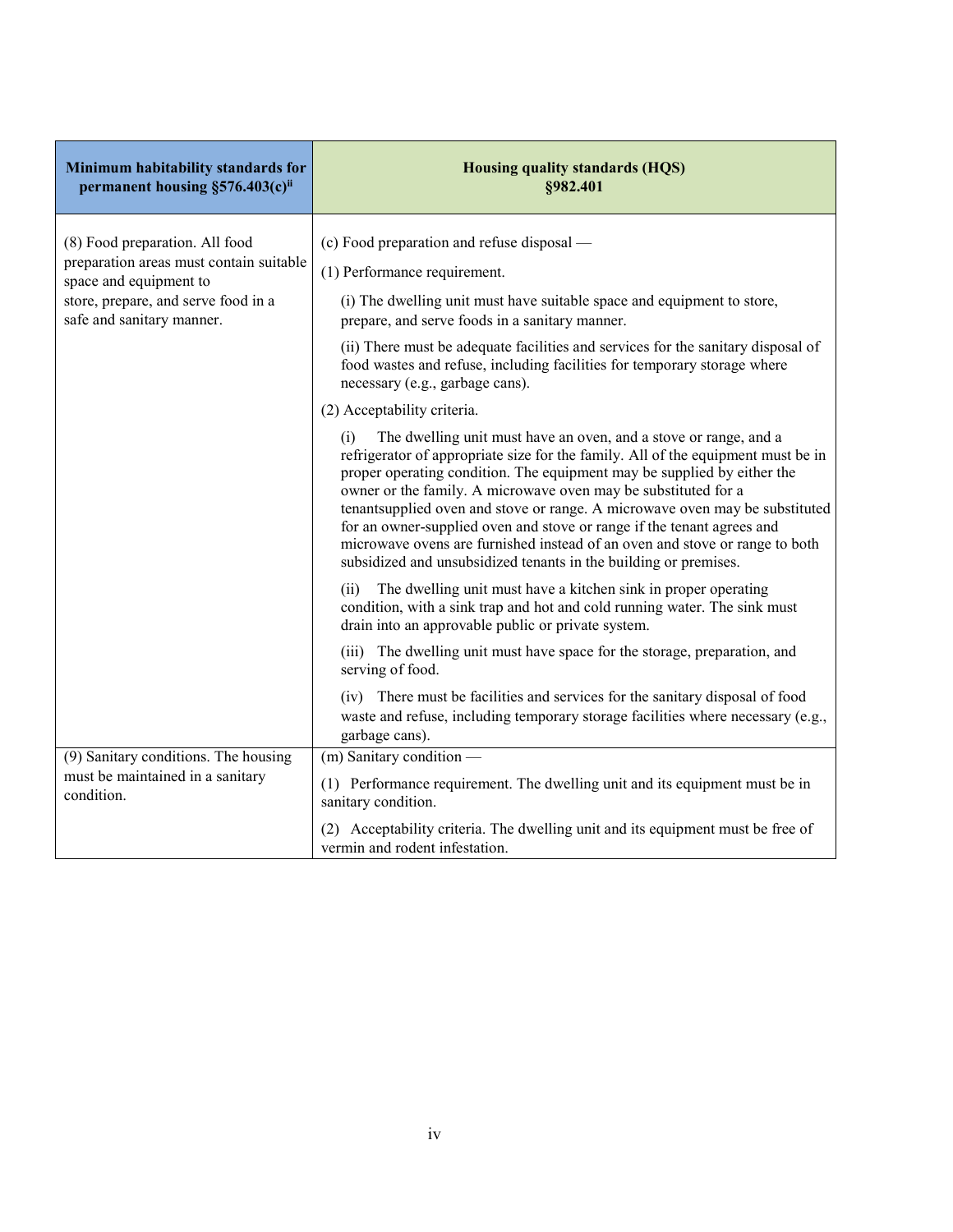| Minimum habitability standards for permanent housing §576.403(c)[ii] | Housing quality standards (HQS) §982.401 |
|---|---|
| (8) Food preparation. All food preparation areas must contain suitable space and equipment to store, prepare, and serve food in a safe and sanitary manner. | (c) Food preparation and refuse disposal — <br><br> (1) Performance requirement. <br><br> (i) The dwelling unit must have suitable space and equipment to store, prepare, and serve foods in a sanitary manner. <br><br> (ii) There must be adequate facilities and services for the sanitary disposal of food wastes and refuse, including facilities for temporary storage where necessary (e.g., garbage cans). <br><br> (2) Acceptability criteria. <br><br> (i) The dwelling unit must have an oven, and a stove or range, and a refrigerator of appropriate size for the family. All of the equipment must be in proper operating condition. The equipment may be supplied by either the owner or the family. A microwave oven may be substituted for a tenantsupplied oven and stove or range. A microwave oven may be substituted for an owner-supplied oven and stove or range if the tenant agrees and microwave ovens are furnished instead of an oven and stove or range to both subsidized and unsubsidized tenants in the building or premises. <br><br> (ii) The dwelling unit must have a kitchen sink in proper operating condition, with a sink trap and hot and cold running water. The sink must drain into an approvable public or private system. <br><br> (iii) The dwelling unit must have space for the storage, preparation, and serving of food. <br><br> (iv) There must be facilities and services for the sanitary disposal of food waste and refuse, including temporary storage facilities where necessary (e.g., garbage cans). |
| (9) Sanitary conditions. The housing must be maintained in a sanitary condition. | (m) Sanitary condition — <br><br> (1) Performance requirement. The dwelling unit and its equipment must be in sanitary condition. <br><br> (2) Acceptability criteria. The dwelling unit and its equipment must be free of vermin and rodent infestation. |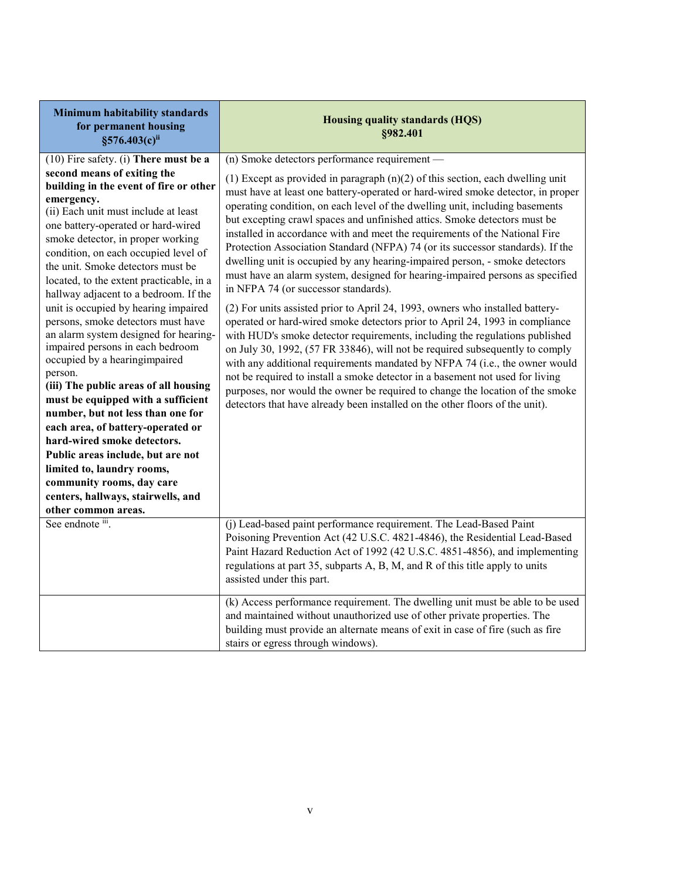| Minimum habitability standards for permanent housing §576.403(c)[ii] | Housing quality standards (HQS) §982.401 |
|---|---|
| (10) Fire safety. (i) **There must be a second means of exiting the building in the event of fire or other emergency.**<br>(ii) Each unit must include at least one battery-operated or hard-wired smoke detector, in proper working condition, on each occupied level of the unit. Smoke detectors must be located, to the extent practicable, in a hallway adjacent to a bedroom. If the unit is occupied by hearing impaired persons, smoke detectors must have an alarm system designed for hearing-impaired persons in each bedroom occupied by a hearingimpaired person.<br>**(iii) The public areas of all housing must be equipped with a sufficient number, but not less than one for each area, of battery-operated or hard-wired smoke detectors. Public areas include, but are not limited to, laundry rooms, community rooms, day care centers, hallways, stairwells, and other common areas.** | (n) Smoke detectors performance requirement —<br>(1) Except as provided in paragraph (n)(2) of this section, each dwelling unit must have at least one battery-operated or hard-wired smoke detector, in proper operating condition, on each level of the dwelling unit, including basements but excepting crawl spaces and unfinished attics. Smoke detectors must be installed in accordance with and meet the requirements of the National Fire Protection Association Standard (NFPA) 74 (or its successor standards). If the dwelling unit is occupied by any hearing-impaired person, - smoke detectors must have an alarm system, designed for hearing-impaired persons as specified in NFPA 74 (or successor standards).<br>(2) For units assisted prior to April 24, 1993, owners who installed battery-operated or hard-wired smoke detectors prior to April 24, 1993 in compliance with HUD's smoke detector requirements, including the regulations published on July 30, 1992, (57 FR 33846), will not be required subsequently to comply with any additional requirements mandated by NFPA 74 (i.e., the owner would not be required to install a smoke detector in a basement not used for living purposes, nor would the owner be required to change the location of the smoke detectors that have already been installed on the other floors of the unit). |
| See endnote [iii]. | (j) Lead-based paint performance requirement. The Lead-Based Paint Poisoning Prevention Act (42 U.S.C. 4821-4846), the Residential Lead-Based Paint Hazard Reduction Act of 1992 (42 U.S.C. 4851-4856), and implementing regulations at part 35, subparts A, B, M, and R of this title apply to units assisted under this part. |
| | (k) Access performance requirement. The dwelling unit must be able to be used and maintained without unauthorized use of other private properties. The building must provide an alternate means of exit in case of fire (such as fire stairs or egress through windows). |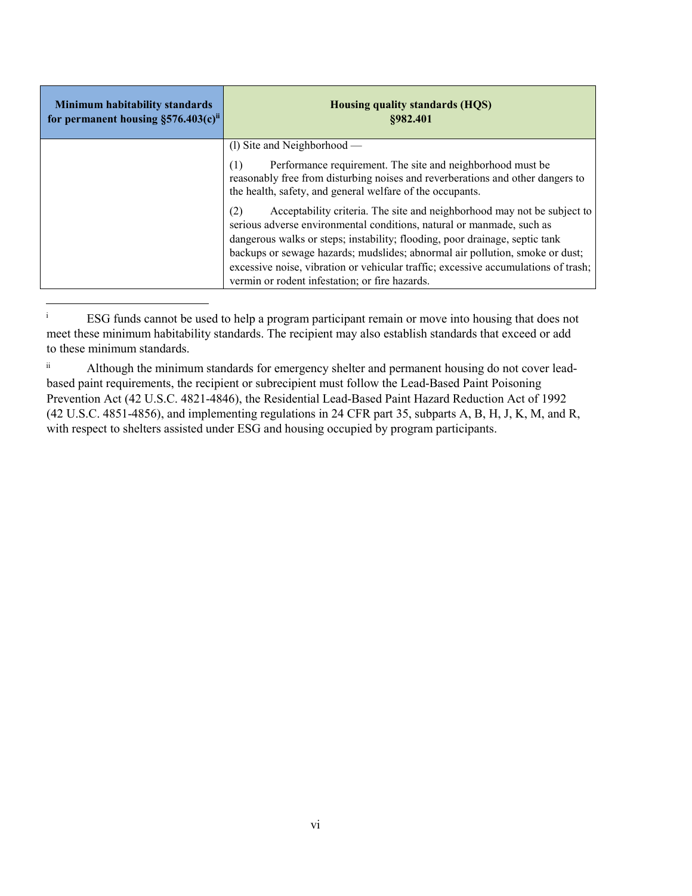| Minimum habitability standards for permanent housing §576.403(c)[ii] | Housing quality standards (HQS) §982.401 |
|---|---|
| | (l) Site and Neighborhood —<br><br>(1) Performance requirement. The site and neighborhood must be reasonably free from disturbing noises and reverberations and other dangers to the health, safety, and general welfare of the occupants.<br><br>(2) Acceptability criteria. The site and neighborhood may not be subject to serious adverse environmental conditions, natural or manmade, such as dangerous walks or steps; instability; flooding, poor drainage, septic tank backups or sewage hazards; mudslides; abnormal air pollution, smoke or dust; excessive noise, vibration or vehicular traffic; excessive accumulations of trash; vermin or rodent infestation; or fire hazards. |

[i] ESG funds cannot be used to help a program participant remain or move into housing that does not meet these minimum habitability standards. The recipient may also establish standards that exceed or add to these minimum standards.

[ii] Although the minimum standards for emergency shelter and permanent housing do not cover lead-based paint requirements, the recipient or subrecipient must follow the Lead-Based Paint Poisoning Prevention Act (42 U.S.C. 4821-4846), the Residential Lead-Based Paint Hazard Reduction Act of 1992 (42 U.S.C. 4851-4856), and implementing regulations in 24 CFR part 35, subparts A, B, H, J, K, M, and R, with respect to shelters assisted under ESG and housing occupied by program participants.